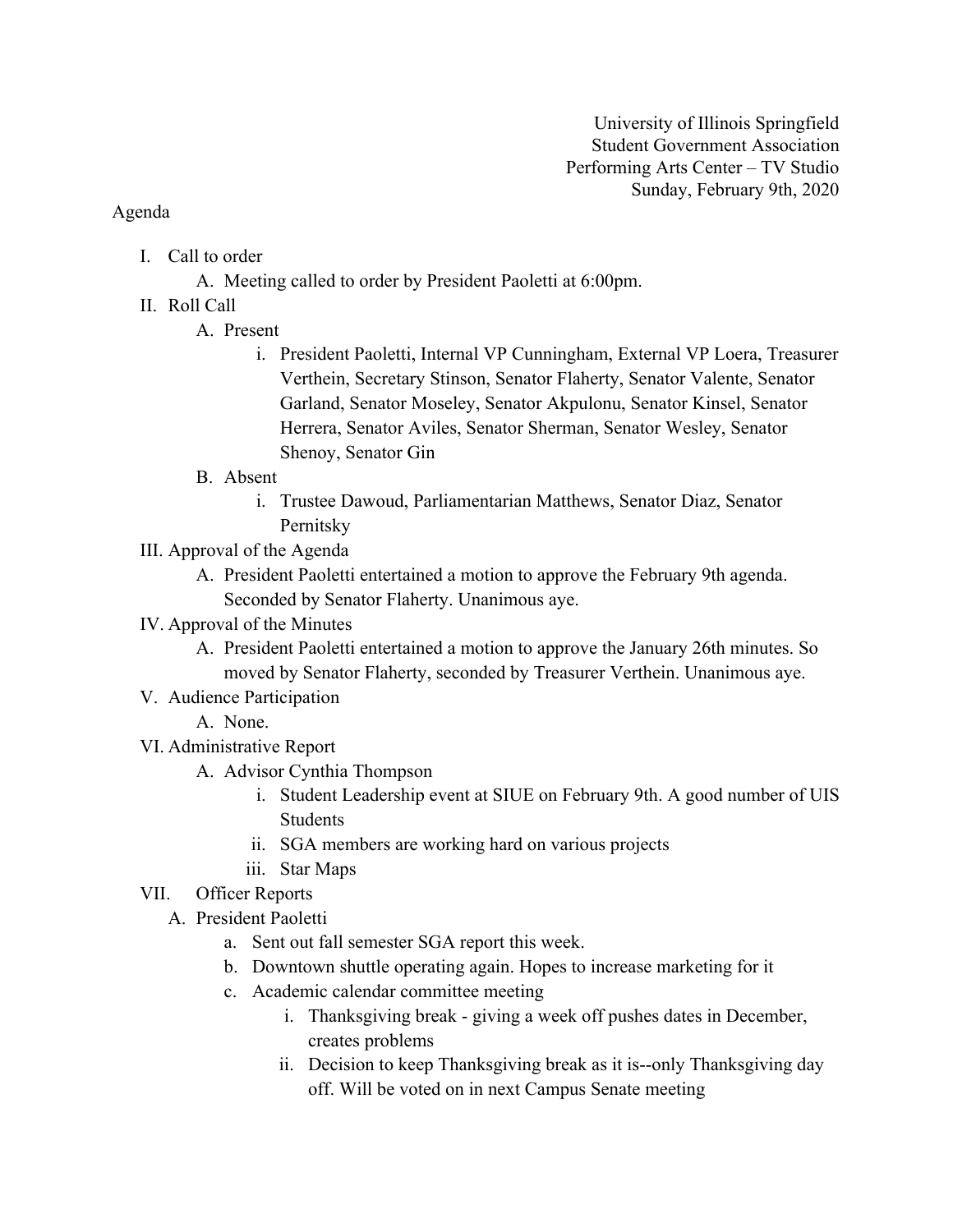University of Illinois Springfield
Student Government Association
Performing Arts Center – TV Studio
Sunday, February 9th, 2020

Agenda

I. Call to order
   A. Meeting called to order by President Paoletti at 6:00pm.
II. Roll Call
   A. Present
      i. President Paoletti, Internal VP Cunningham, External VP Loera, Treasurer Verthein, Secretary Stinson, Senator Flaherty, Senator Valente, Senator Garland, Senator Moseley, Senator Akpulonu, Senator Kinsel, Senator Herrera, Senator Aviles, Senator Sherman, Senator Wesley, Senator Shenoy, Senator Gin
   B. Absent
      i. Trustee Dawoud, Parliamentarian Matthews, Senator Diaz, Senator Pernitsky
III. Approval of the Agenda
   A. President Paoletti entertained a motion to approve the February 9th agenda. Seconded by Senator Flaherty. Unanimous aye.
IV. Approval of the Minutes
   A. President Paoletti entertained a motion to approve the January 26th minutes. So moved by Senator Flaherty, seconded by Treasurer Verthein. Unanimous aye.
V. Audience Participation
   A. None.
VI. Administrative Report
   A. Advisor Cynthia Thompson
      i. Student Leadership event at SIUE on February 9th. A good number of UIS Students
      ii. SGA members are working hard on various projects
      iii. Star Maps
VII. Officer Reports
   A. President Paoletti
      a. Sent out fall semester SGA report this week.
      b. Downtown shuttle operating again. Hopes to increase marketing for it
      c. Academic calendar committee meeting
         i. Thanksgiving break - giving a week off pushes dates in December, creates problems
         ii. Decision to keep Thanksgiving break as it is--only Thanksgiving day off. Will be voted on in next Campus Senate meeting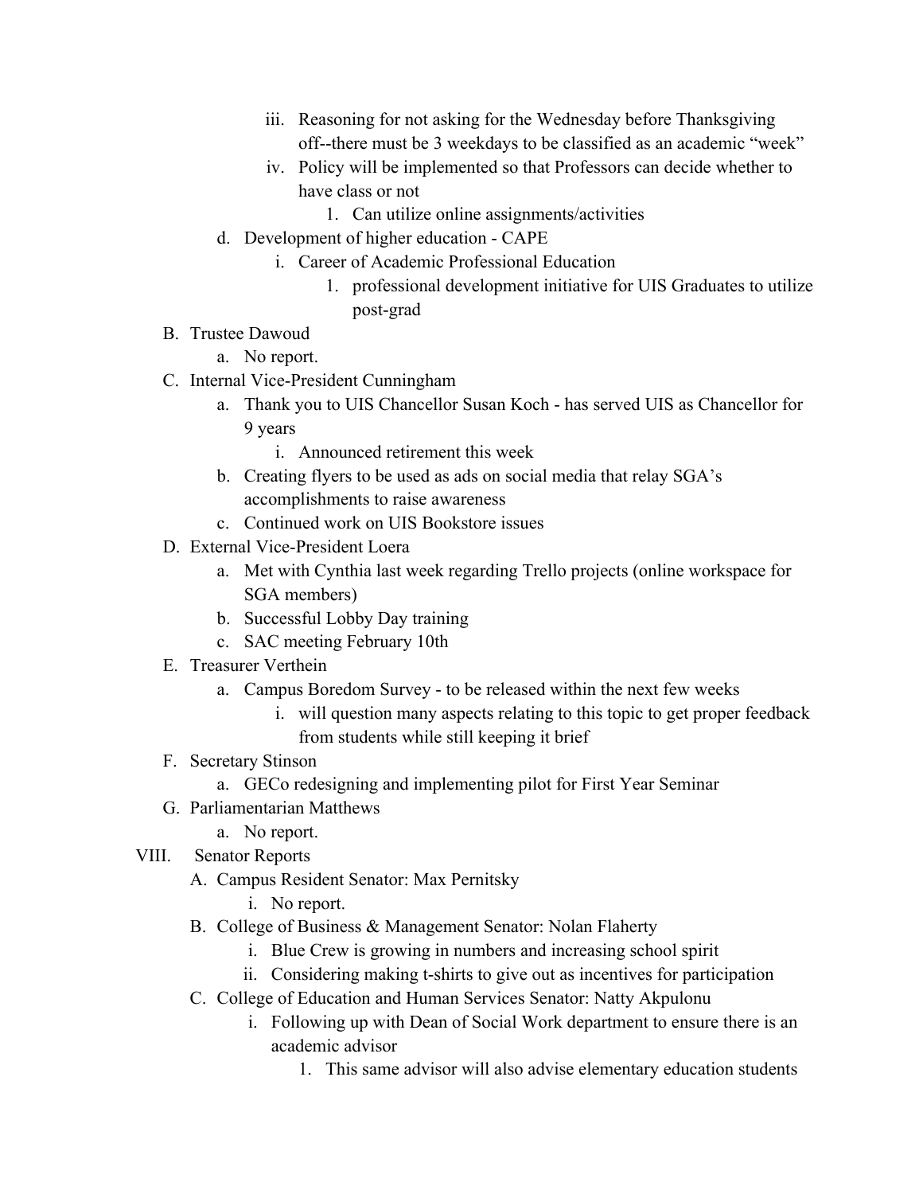iii. Reasoning for not asking for the Wednesday before Thanksgiving off--there must be 3 weekdays to be classified as an academic "week"
      iv. Policy will be implemented so that Professors can decide whether to have class or not
         1. Can utilize online assignments/activities
   d. Development of higher education - CAPE
      i. Career of Academic Professional Education
         1. professional development initiative for UIS Graduates to utilize post-grad

B. Trustee Dawoud
   a. No report.

C. Internal Vice-President Cunningham
   a. Thank you to UIS Chancellor Susan Koch - has served UIS as Chancellor for 9 years
      i. Announced retirement this week
   b. Creating flyers to be used as ads on social media that relay SGA's accomplishments to raise awareness
   c. Continued work on UIS Bookstore issues

D. External Vice-President Loera
   a. Met with Cynthia last week regarding Trello projects (online workspace for SGA members)
   b. Successful Lobby Day training
   c. SAC meeting February 10th

E. Treasurer Verthein
   a. Campus Boredom Survey - to be released within the next few weeks
      i. will question many aspects relating to this topic to get proper feedback from students while still keeping it brief

F. Secretary Stinson
   a. GECo redesigning and implementing pilot for First Year Seminar

G. Parliamentarian Matthews
   a. No report.

VIII. Senator Reports

A. Campus Resident Senator: Max Pernitsky
   i. No report.

B. College of Business & Management Senator: Nolan Flaherty
   i. Blue Crew is growing in numbers and increasing school spirit
   ii. Considering making t-shirts to give out as incentives for participation

C. College of Education and Human Services Senator: Natty Akpulonu
   i. Following up with Dean of Social Work department to ensure there is an academic advisor
      1. This same advisor will also advise elementary education students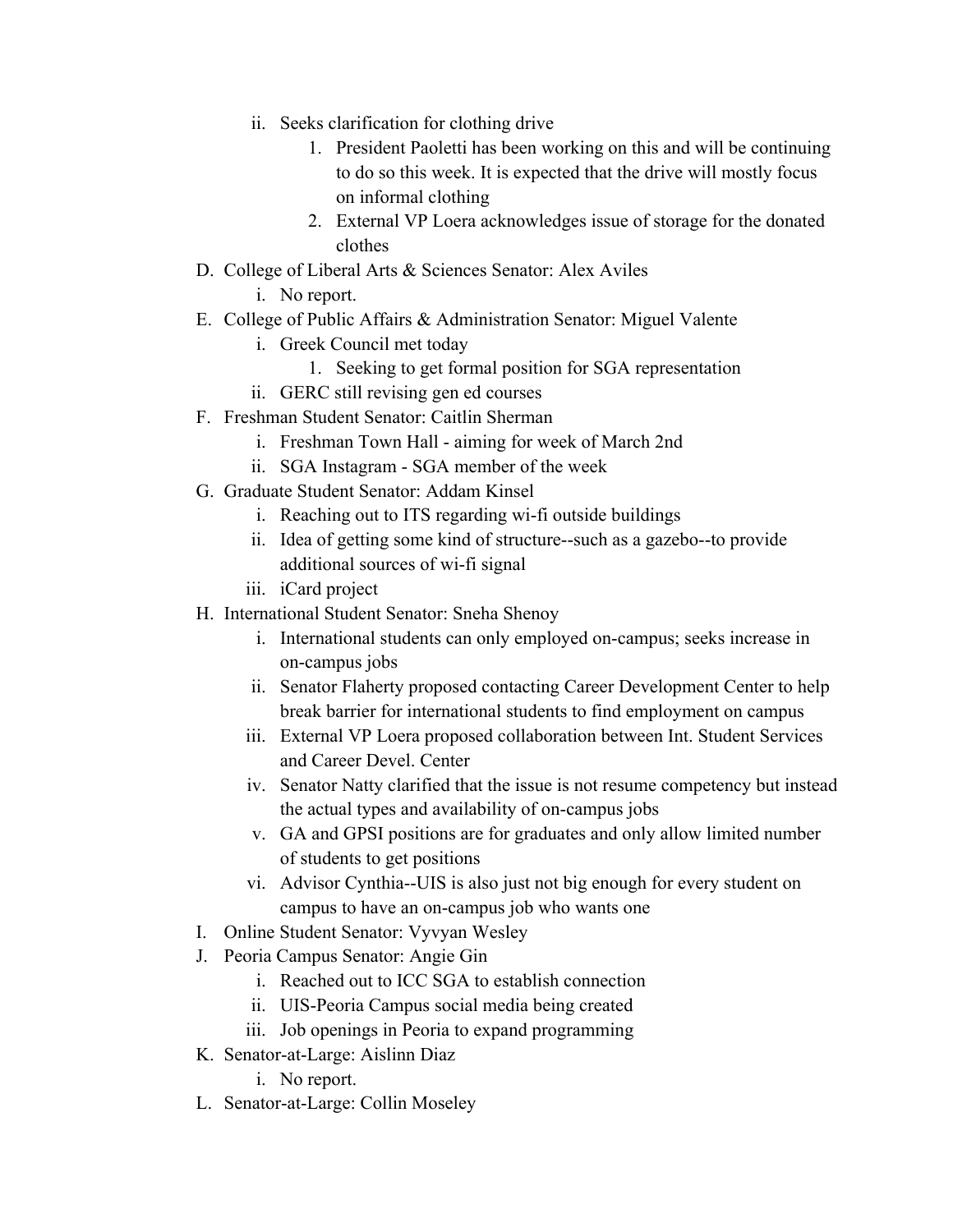ii. Seeks clarification for clothing drive
      1. President Paoletti has been working on this and will be continuing to do so this week. It is expected that the drive will mostly focus on informal clothing
      2. External VP Loera acknowledges issue of storage for the donated clothes

D. College of Liberal Arts & Sciences Senator: Alex Aviles
   i. No report.

E. College of Public Affairs & Administration Senator: Miguel Valente
   i. Greek Council met today
      1. Seeking to get formal position for SGA representation
   ii. GERC still revising gen ed courses

F. Freshman Student Senator: Caitlin Sherman
   i. Freshman Town Hall - aiming for week of March 2nd
   ii. SGA Instagram - SGA member of the week

G. Graduate Student Senator: Addam Kinsel
   i. Reaching out to ITS regarding wi-fi outside buildings
   ii. Idea of getting some kind of structure--such as a gazebo--to provide additional sources of wi-fi signal
   iii. iCard project

H. International Student Senator: Sneha Shenoy
   i. International students can only employed on-campus; seeks increase in on-campus jobs
   ii. Senator Flaherty proposed contacting Career Development Center to help break barrier for international students to find employment on campus
   iii. External VP Loera proposed collaboration between Int. Student Services and Career Devel. Center
   iv. Senator Natty clarified that the issue is not resume competency but instead the actual types and availability of on-campus jobs
   v. GA and GPSI positions are for graduates and only allow limited number of students to get positions
   vi. Advisor Cynthia--UIS is also just not big enough for every student on campus to have an on-campus job who wants one

I. Online Student Senator: Vyvyan Wesley

J. Peoria Campus Senator: Angie Gin
   i. Reached out to ICC SGA to establish connection
   ii. UIS-Peoria Campus social media being created
   iii. Job openings in Peoria to expand programming

K. Senator-at-Large: Aislinn Diaz
   i. No report.

L. Senator-at-Large: Collin Moseley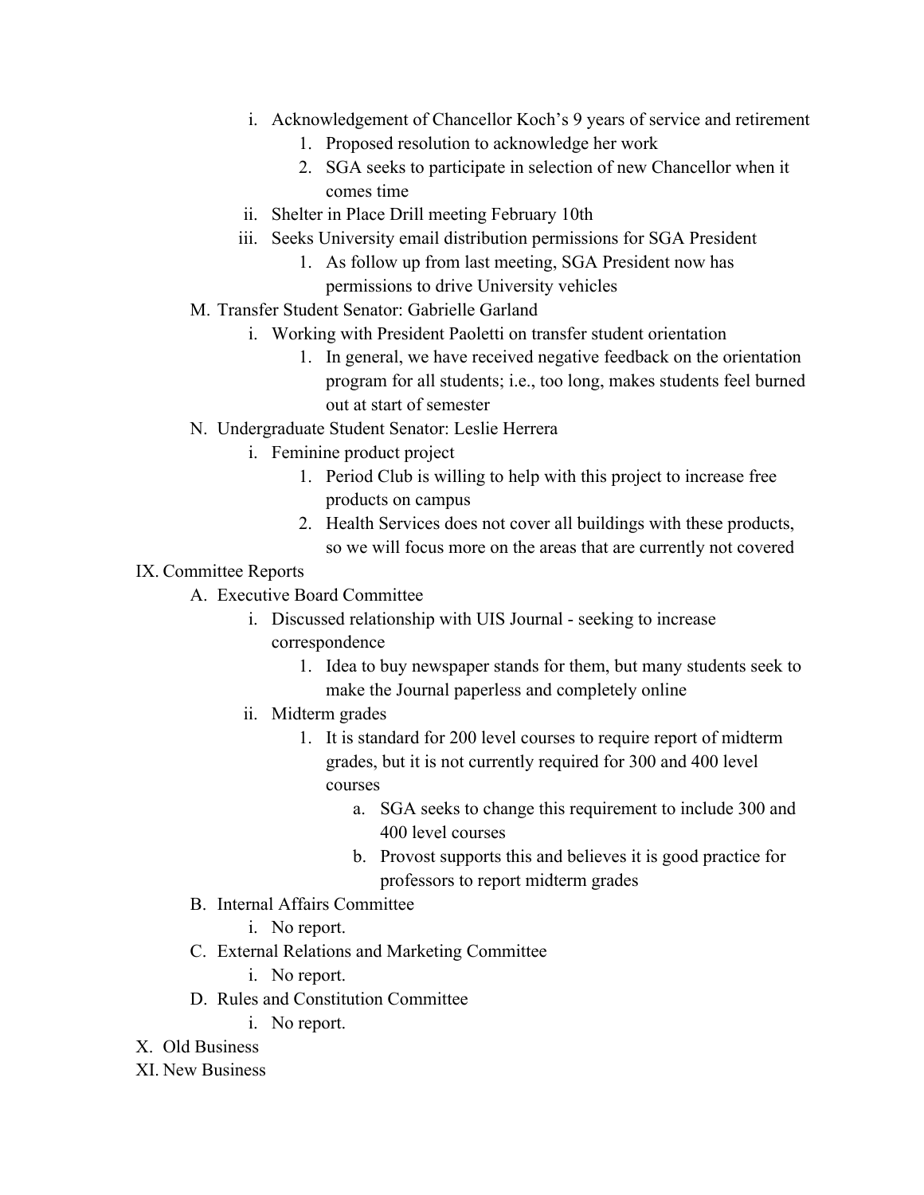i. Acknowledgement of Chancellor Koch's 9 years of service and retirement
         1. Proposed resolution to acknowledge her work
         2. SGA seeks to participate in selection of new Chancellor when it comes time
      ii. Shelter in Place Drill meeting February 10th
      iii. Seeks University email distribution permissions for SGA President
         1. As follow up from last meeting, SGA President now has permissions to drive University vehicles

   M. Transfer Student Senator: Gabrielle Garland
      i. Working with President Paoletti on transfer student orientation
         1. In general, we have received negative feedback on the orientation program for all students; i.e., too long, makes students feel burned out at start of semester

   N. Undergraduate Student Senator: Leslie Herrera
      i. Feminine product project
         1. Period Club is willing to help with this project to increase free products on campus
         2. Health Services does not cover all buildings with these products, so we will focus more on the areas that are currently not covered

IX. Committee Reports

   A. Executive Board Committee
      i. Discussed relationship with UIS Journal - seeking to increase correspondence
         1. Idea to buy newspaper stands for them, but many students seek to make the Journal paperless and completely online
      ii. Midterm grades
         1. It is standard for 200 level courses to require report of midterm grades, but it is not currently required for 300 and 400 level courses
            a. SGA seeks to change this requirement to include 300 and 400 level courses
            b. Provost supports this and believes it is good practice for professors to report midterm grades

   B. Internal Affairs Committee
      i. No report.

   C. External Relations and Marketing Committee
      i. No report.

   D. Rules and Constitution Committee
      i. No report.

X. Old Business

XI. New Business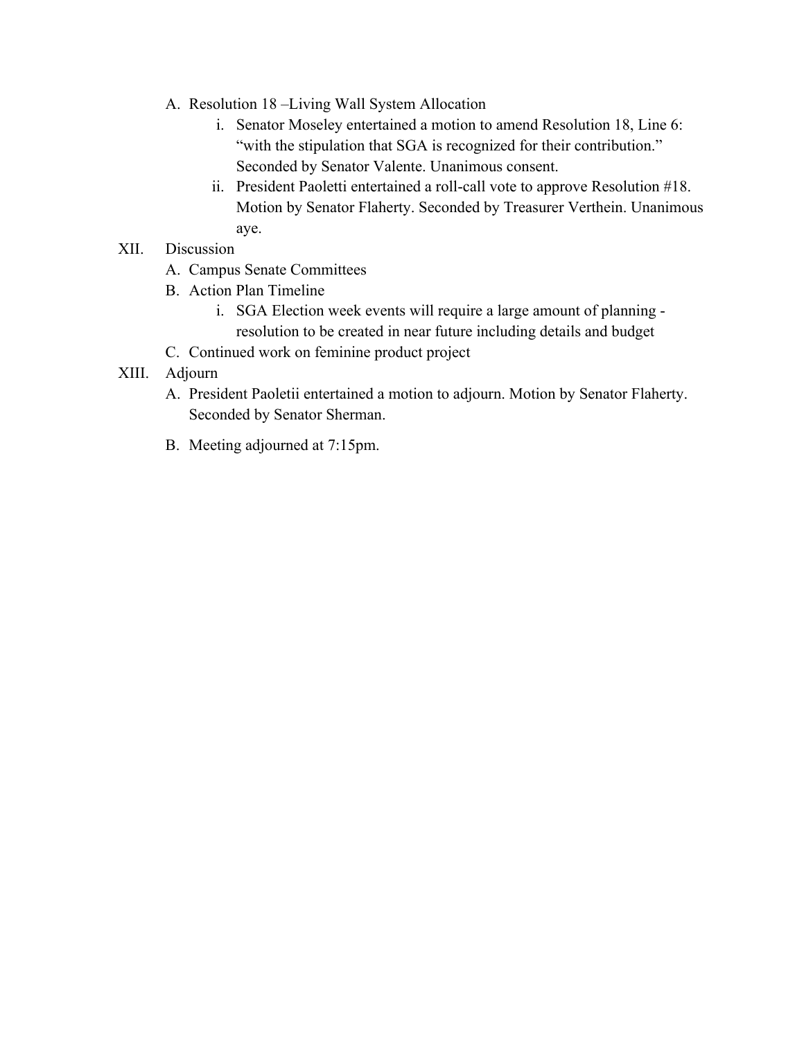A. Resolution 18 –Living Wall System Allocation
   i. Senator Moseley entertained a motion to amend Resolution 18, Line 6: "with the stipulation that SGA is recognized for their contribution." Seconded by Senator Valente. Unanimous consent.
   ii. President Paoletti entertained a roll-call vote to approve Resolution #18. Motion by Senator Flaherty. Seconded by Treasurer Verthein. Unanimous aye.

XII. Discussion
   A. Campus Senate Committees
   B. Action Plan Timeline
      i. SGA Election week events will require a large amount of planning - resolution to be created in near future including details and budget
   C. Continued work on feminine product project

XIII. Adjourn
   A. President Paoletii entertained a motion to adjourn. Motion by Senator Flaherty. Seconded by Senator Sherman.
   B. Meeting adjourned at 7:15pm.